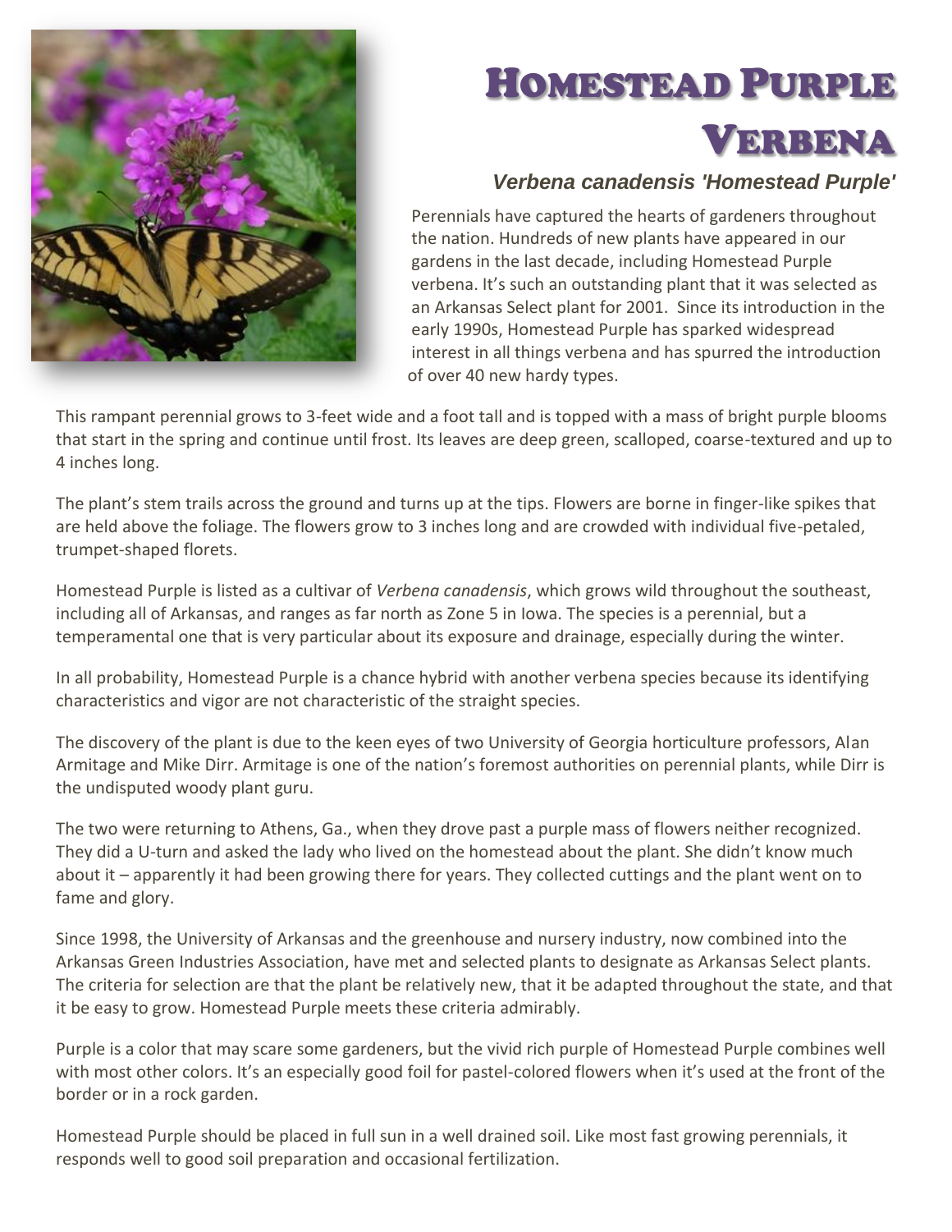# Homestead Purple Verbena

***Verbena canadensis 'Homestead Purple'***

Perennials have captured the hearts of gardeners throughout the nation. Hundreds of new plants have appeared in our gardens in the last decade, including Homestead Purple verbena. It's such an outstanding plant that it was selected as an Arkansas Select plant for 2001. Since its introduction in the early 1990s, Homestead Purple has sparked widespread interest in all things verbena and has spurred the introduction of over 40 new hardy types.

This rampant perennial grows to 3-feet wide and a foot tall and is topped with a mass of bright purple blooms that start in the spring and continue until frost. Its leaves are deep green, scalloped, coarse-textured and up to 4 inches long.

The plant's stem trails across the ground and turns up at the tips. Flowers are borne in finger-like spikes that are held above the foliage. The flowers grow to 3 inches long and are crowded with individual five-petaled, trumpet-shaped florets.

Homestead Purple is listed as a cultivar of *Verbena canadensis*, which grows wild throughout the southeast, including all of Arkansas, and ranges as far north as Zone 5 in Iowa. The species is a perennial, but a temperamental one that is very particular about its exposure and drainage, especially during the winter.

In all probability, Homestead Purple is a chance hybrid with another verbena species because its identifying characteristics and vigor are not characteristic of the straight species.

The discovery of the plant is due to the keen eyes of two University of Georgia horticulture professors, Alan Armitage and Mike Dirr. Armitage is one of the nation's foremost authorities on perennial plants, while Dirr is the undisputed woody plant guru.

The two were returning to Athens, Ga., when they drove past a purple mass of flowers neither recognized. They did a U-turn and asked the lady who lived on the homestead about the plant. She didn't know much about it – apparently it had been growing there for years. They collected cuttings and the plant went on to fame and glory.

Since 1998, the University of Arkansas and the greenhouse and nursery industry, now combined into the Arkansas Green Industries Association, have met and selected plants to designate as Arkansas Select plants. The criteria for selection are that the plant be relatively new, that it be adapted throughout the state, and that it be easy to grow. Homestead Purple meets these criteria admirably.

Purple is a color that may scare some gardeners, but the vivid rich purple of Homestead Purple combines well with most other colors. It's an especially good foil for pastel-colored flowers when it's used at the front of the border or in a rock garden.

Homestead Purple should be placed in full sun in a well drained soil. Like most fast growing perennials, it responds well to good soil preparation and occasional fertilization.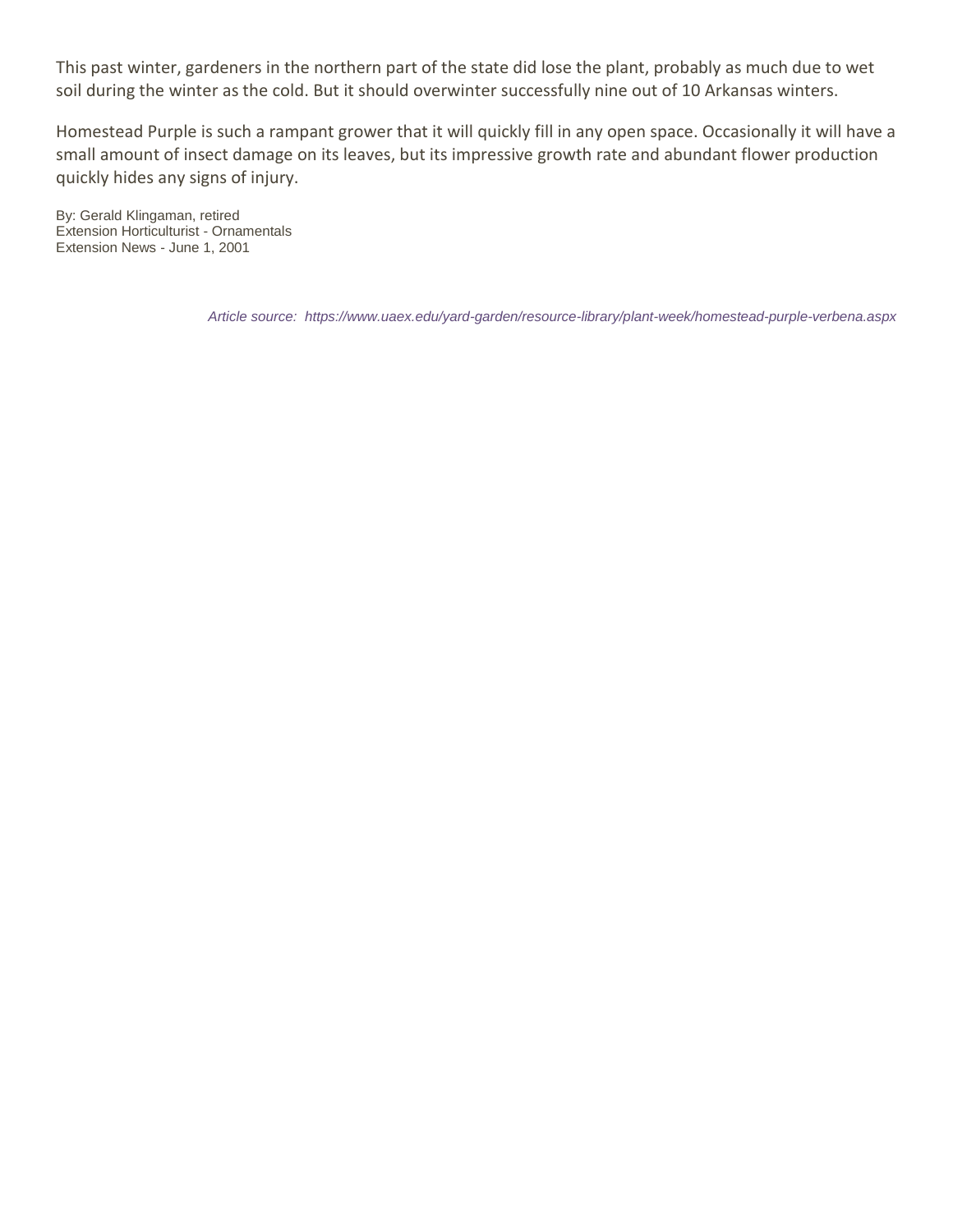This past winter, gardeners in the northern part of the state did lose the plant, probably as much due to wet soil during the winter as the cold. But it should overwinter successfully nine out of 10 Arkansas winters.

Homestead Purple is such a rampant grower that it will quickly fill in any open space. Occasionally it will have a small amount of insect damage on its leaves, but its impressive growth rate and abundant flower production quickly hides any signs of injury.

By: Gerald Klingaman, retired  
Extension Horticulturist - Ornamentals  
Extension News - June 1, 2001

*Article source: https://www.uaex.edu/yard-garden/resource-library/plant-week/homestead-purple-verbena.aspx*